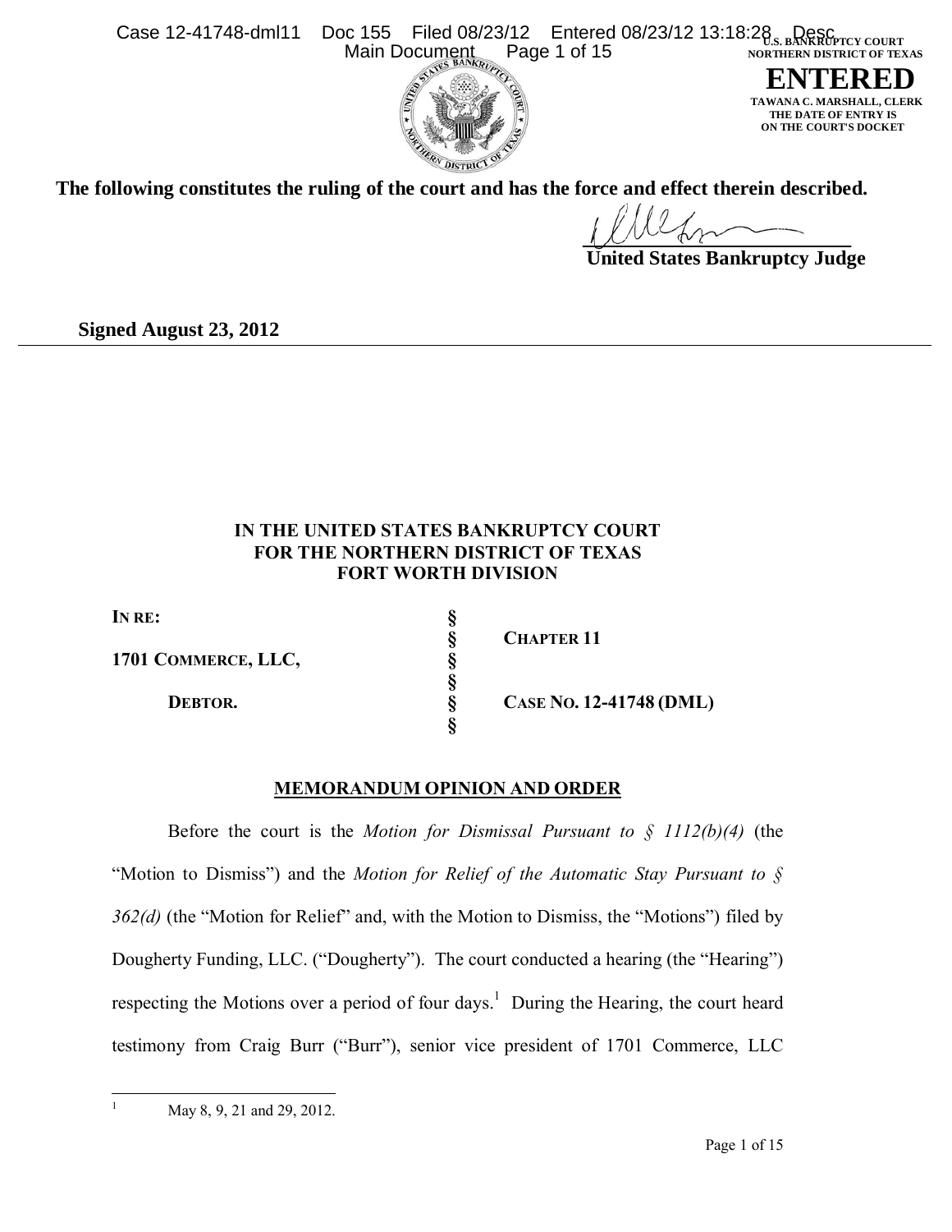The following constitutes the ruling of the court and has the force and effect therein described.

United States Bankruptcy Judge

**Signed August 23, 2012**

**IN THE UNITED STATES BANKRUPTCY COURT**
**FOR THE NORTHERN DISTRICT OF TEXAS**
**FORT WORTH DIVISION**

| | | |
|---|---|---|
| **IN RE:** | § | |
| | § | **CHAPTER 11** |
| **1701 COMMERCE, LLC,** | § | |
| | § | |
| **DEBTOR.** | § | **CASE NO. 12-41748 (DML)** |
| | § | |

**MEMORANDUM OPINION AND ORDER**

Before the court is the *Motion for Dismissal Pursuant to § 1112(b)(4)* (the "Motion to Dismiss") and the *Motion for Relief of the Automatic Stay Pursuant to § 362(d)* (the "Motion for Relief" and, with the Motion to Dismiss, the "Motions") filed by Dougherty Funding, LLC. ("Dougherty"). The court conducted a hearing (the "Hearing") respecting the Motions over a period of four days.[1] During the Hearing, the court heard testimony from Craig Burr ("Burr"), senior vice president of 1701 Commerce, LLC

[1] May 8, 9, 21 and 29, 2012.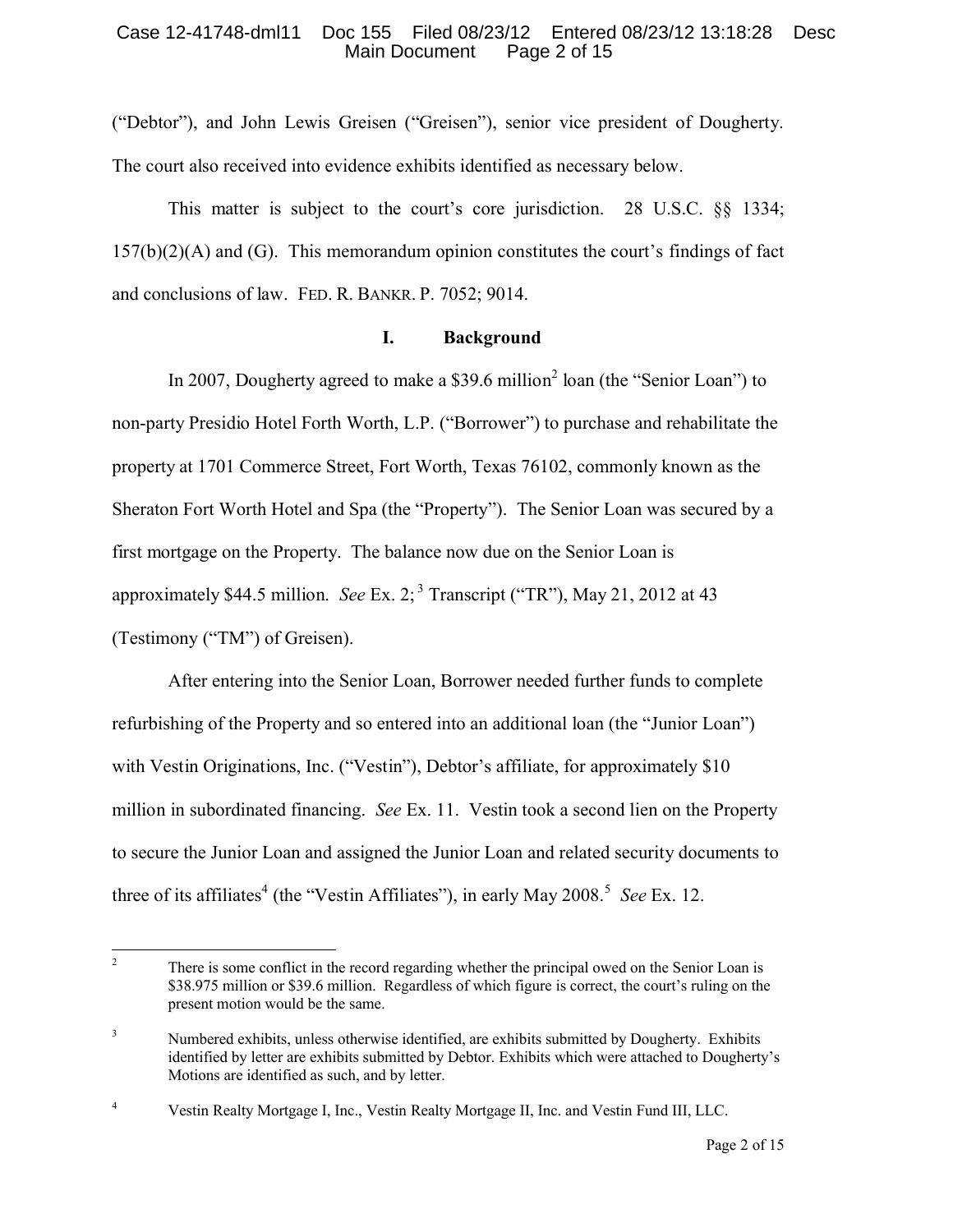(“Debtor”), and John Lewis Greisen (“Greisen”), senior vice president of Dougherty. The court also received into evidence exhibits identified as necessary below.

This matter is subject to the court’s core jurisdiction. 28 U.S.C. §§ 1334; 157(b)(2)(A) and (G). This memorandum opinion constitutes the court’s findings of fact and conclusions of law. FED. R. BANKR. P. 7052; 9014.

## I. Background

In 2007, Dougherty agreed to make a $39.6 million[2] loan (the “Senior Loan”) to non-party Presidio Hotel Forth Worth, L.P. (“Borrower”) to purchase and rehabilitate the property at 1701 Commerce Street, Fort Worth, Texas 76102, commonly known as the Sheraton Fort Worth Hotel and Spa (the “Property”). The Senior Loan was secured by a first mortgage on the Property. The balance now due on the Senior Loan is approximately $44.5 million. *See* Ex. 2;[3] Transcript (“TR”), May 21, 2012 at 43 (Testimony (“TM”) of Greisen).

After entering into the Senior Loan, Borrower needed further funds to complete refurbishing of the Property and so entered into an additional loan (the “Junior Loan”) with Vestin Originations, Inc. (“Vestin”), Debtor’s affiliate, for approximately $10 million in subordinated financing. *See* Ex. 11. Vestin took a second lien on the Property to secure the Junior Loan and assigned the Junior Loan and related security documents to three of its affiliates[4] (the “Vestin Affiliates”), in early May 2008.[5] *See* Ex. 12.

---

[2] There is some conflict in the record regarding whether the principal owed on the Senior Loan is $38.975 million or $39.6 million. Regardless of which figure is correct, the court’s ruling on the present motion would be the same.

[3] Numbered exhibits, unless otherwise identified, are exhibits submitted by Dougherty. Exhibits identified by letter are exhibits submitted by Debtor. Exhibits which were attached to Dougherty’s Motions are identified as such, and by letter.

[4] Vestin Realty Mortgage I, Inc., Vestin Realty Mortgage II, Inc. and Vestin Fund III, LLC.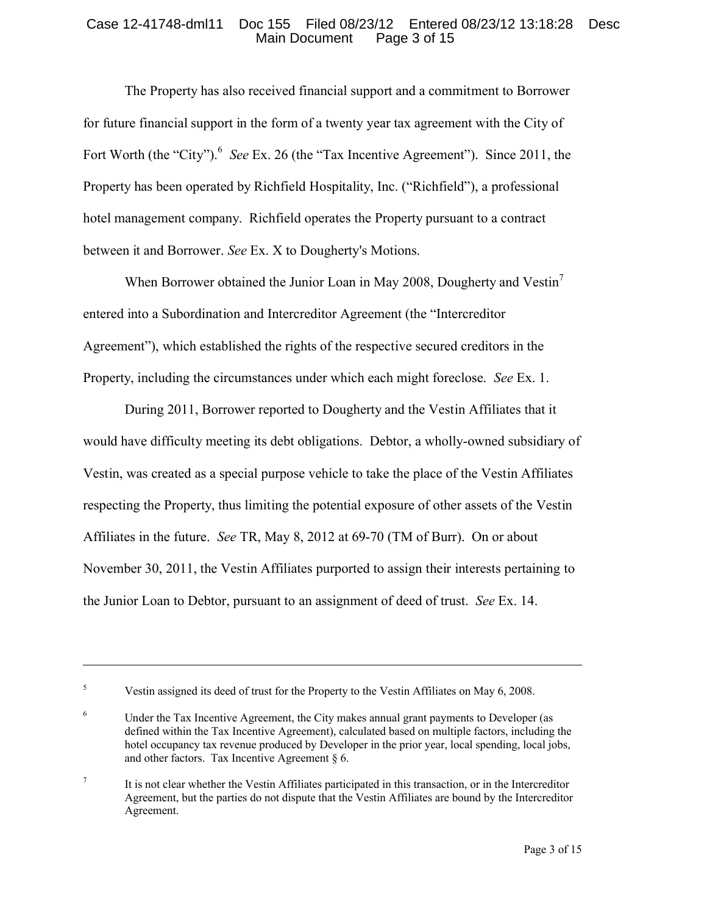The Property has also received financial support and a commitment to Borrower for future financial support in the form of a twenty year tax agreement with the City of Fort Worth (the "City").[6] *See* Ex. 26 (the "Tax Incentive Agreement"). Since 2011, the Property has been operated by Richfield Hospitality, Inc. ("Richfield"), a professional hotel management company. Richfield operates the Property pursuant to a contract between it and Borrower. *See* Ex. X to Dougherty's Motions.

When Borrower obtained the Junior Loan in May 2008, Dougherty and Vestin[7] entered into a Subordination and Intercreditor Agreement (the "Intercreditor Agreement"), which established the rights of the respective secured creditors in the Property, including the circumstances under which each might foreclose. *See* Ex. 1.

During 2011, Borrower reported to Dougherty and the Vestin Affiliates that it would have difficulty meeting its debt obligations. Debtor, a wholly-owned subsidiary of Vestin, was created as a special purpose vehicle to take the place of the Vestin Affiliates respecting the Property, thus limiting the potential exposure of other assets of the Vestin Affiliates in the future. *See* TR, May 8, 2012 at 69-70 (TM of Burr). On or about November 30, 2011, the Vestin Affiliates purported to assign their interests pertaining to the Junior Loan to Debtor, pursuant to an assignment of deed of trust. *See* Ex. 14.

---

[5] Vestin assigned its deed of trust for the Property to the Vestin Affiliates on May 6, 2008.

[6] Under the Tax Incentive Agreement, the City makes annual grant payments to Developer (as defined within the Tax Incentive Agreement), calculated based on multiple factors, including the hotel occupancy tax revenue produced by Developer in the prior year, local spending, local jobs, and other factors. Tax Incentive Agreement § 6.

[7] It is not clear whether the Vestin Affiliates participated in this transaction, or in the Intercreditor Agreement, but the parties do not dispute that the Vestin Affiliates are bound by the Intercreditor Agreement.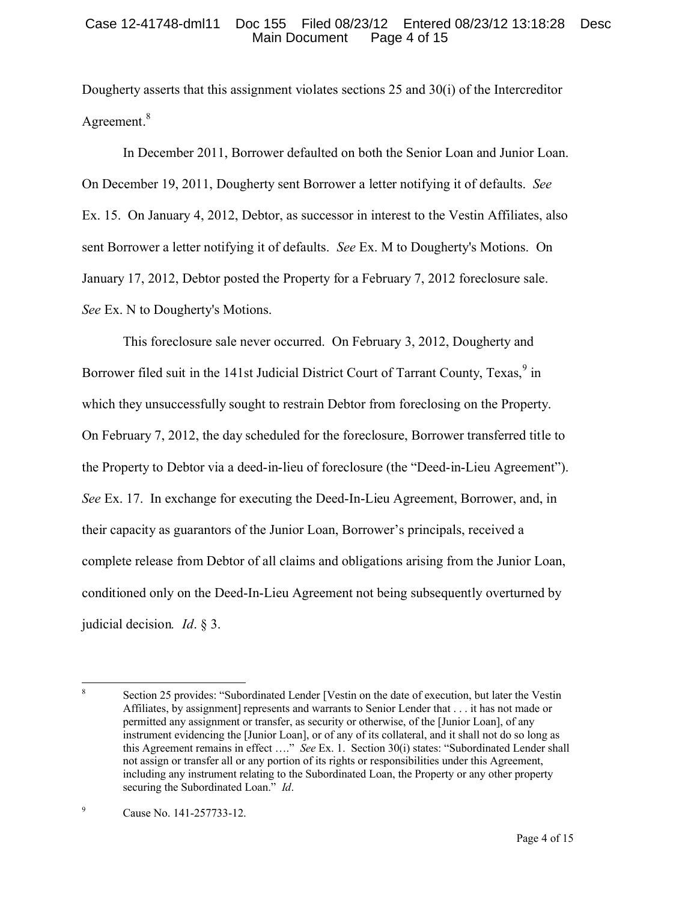Dougherty asserts that this assignment violates sections 25 and 30(i) of the Intercreditor Agreement.[8]

In December 2011, Borrower defaulted on both the Senior Loan and Junior Loan. On December 19, 2011, Dougherty sent Borrower a letter notifying it of defaults. *See* Ex. 15. On January 4, 2012, Debtor, as successor in interest to the Vestin Affiliates, also sent Borrower a letter notifying it of defaults. *See* Ex. M to Dougherty's Motions. On January 17, 2012, Debtor posted the Property for a February 7, 2012 foreclosure sale. *See* Ex. N to Dougherty's Motions.

This foreclosure sale never occurred. On February 3, 2012, Dougherty and Borrower filed suit in the 141st Judicial District Court of Tarrant County, Texas,[9] in which they unsuccessfully sought to restrain Debtor from foreclosing on the Property. On February 7, 2012, the day scheduled for the foreclosure, Borrower transferred title to the Property to Debtor via a deed-in-lieu of foreclosure (the "Deed-in-Lieu Agreement"). *See* Ex. 17. In exchange for executing the Deed-In-Lieu Agreement, Borrower, and, in their capacity as guarantors of the Junior Loan, Borrower's principals, received a complete release from Debtor of all claims and obligations arising from the Junior Loan, conditioned only on the Deed-In-Lieu Agreement not being subsequently overturned by judicial decision*. Id*. § 3.

---

[8] Section 25 provides: "Subordinated Lender [Vestin on the date of execution, but later the Vestin Affiliates, by assignment] represents and warrants to Senior Lender that . . . it has not made or permitted any assignment or transfer, as security or otherwise, of the [Junior Loan], of any instrument evidencing the [Junior Loan], or of any of its collateral, and it shall not do so long as this Agreement remains in effect …." *See* Ex. 1. Section 30(i) states: "Subordinated Lender shall not assign or transfer all or any portion of its rights or responsibilities under this Agreement, including any instrument relating to the Subordinated Loan, the Property or any other property securing the Subordinated Loan." *Id*.

[9] Cause No. 141-257733-12.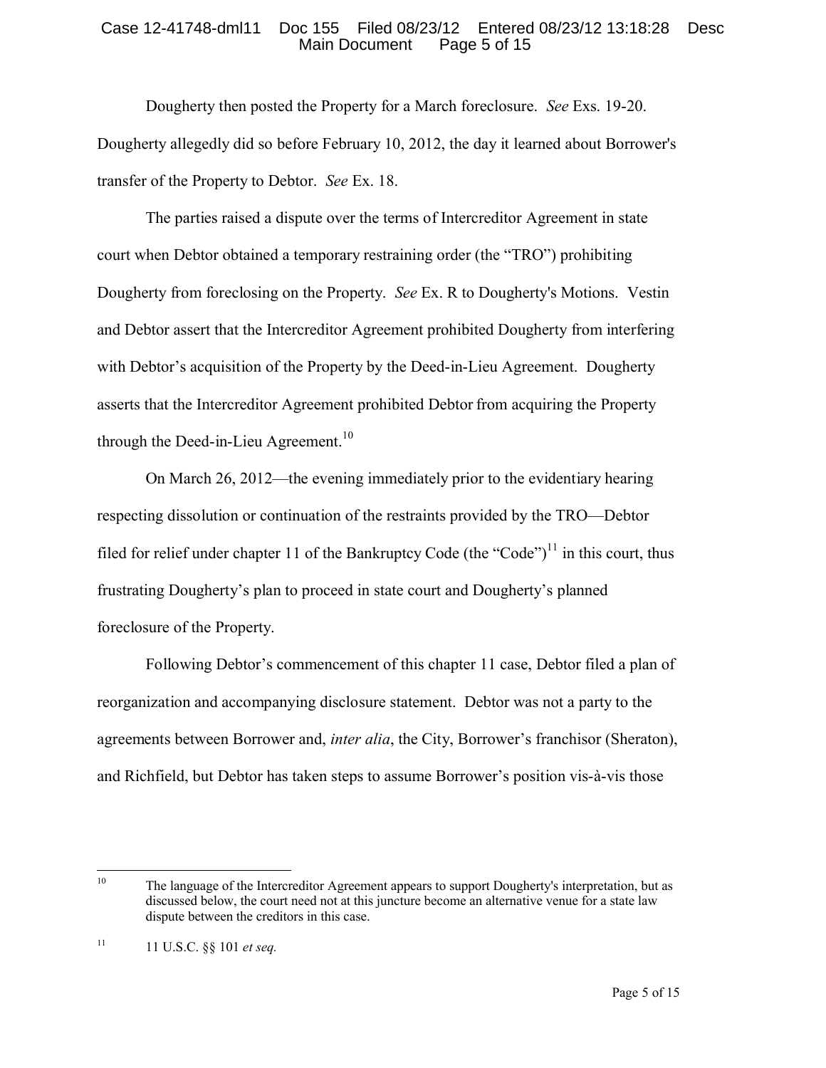Dougherty then posted the Property for a March foreclosure. *See* Exs. 19-20. Dougherty allegedly did so before February 10, 2012, the day it learned about Borrower's transfer of the Property to Debtor. *See* Ex. 18.

The parties raised a dispute over the terms of Intercreditor Agreement in state court when Debtor obtained a temporary restraining order (the "TRO") prohibiting Dougherty from foreclosing on the Property. *See* Ex. R to Dougherty's Motions. Vestin and Debtor assert that the Intercreditor Agreement prohibited Dougherty from interfering with Debtor's acquisition of the Property by the Deed-in-Lieu Agreement. Dougherty asserts that the Intercreditor Agreement prohibited Debtor from acquiring the Property through the Deed-in-Lieu Agreement.[10]

On March 26, 2012—the evening immediately prior to the evidentiary hearing respecting dissolution or continuation of the restraints provided by the TRO—Debtor filed for relief under chapter 11 of the Bankruptcy Code (the "Code")[11] in this court, thus frustrating Dougherty's plan to proceed in state court and Dougherty's planned foreclosure of the Property.

Following Debtor's commencement of this chapter 11 case, Debtor filed a plan of reorganization and accompanying disclosure statement. Debtor was not a party to the agreements between Borrower and, *inter alia*, the City, Borrower's franchisor (Sheraton), and Richfield, but Debtor has taken steps to assume Borrower's position vis-à-vis those

---

[10] The language of the Intercreditor Agreement appears to support Dougherty's interpretation, but as discussed below, the court need not at this juncture become an alternative venue for a state law dispute between the creditors in this case.

[11] 11 U.S.C. §§ 101 *et seq.*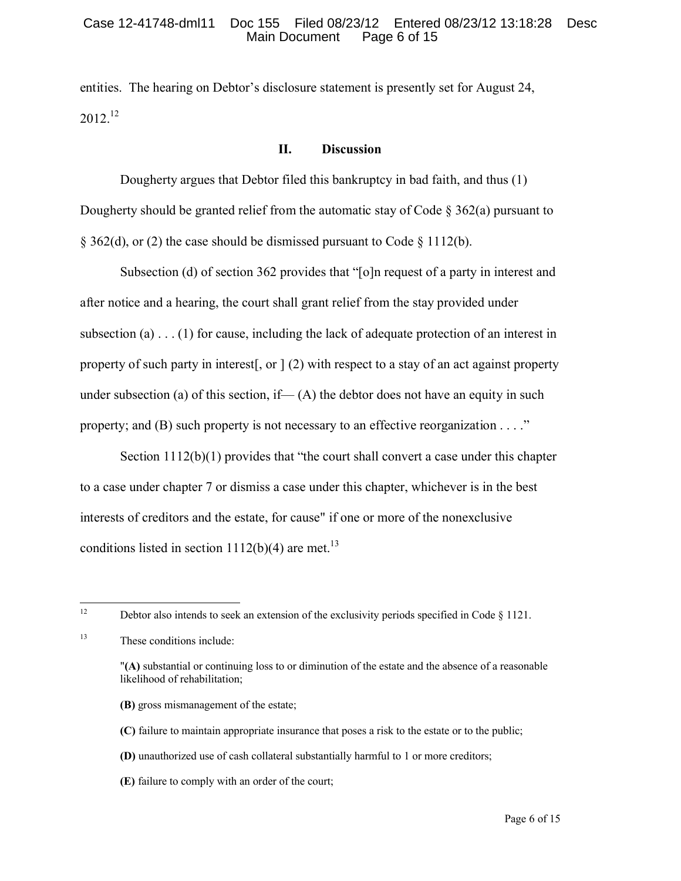entities. The hearing on Debtor's disclosure statement is presently set for August 24, 2012.[12]

## II. Discussion

Dougherty argues that Debtor filed this bankruptcy in bad faith, and thus (1) Dougherty should be granted relief from the automatic stay of Code § 362(a) pursuant to § 362(d), or (2) the case should be dismissed pursuant to Code § 1112(b).

Subsection (d) of section 362 provides that "[o]n request of a party in interest and after notice and a hearing, the court shall grant relief from the stay provided under subsection (a) . . . (1) for cause, including the lack of adequate protection of an interest in property of such party in interest[, or ] (2) with respect to a stay of an act against property under subsection (a) of this section, if— (A) the debtor does not have an equity in such property; and (B) such property is not necessary to an effective reorganization . . . ."

Section 1112(b)(1) provides that "the court shall convert a case under this chapter to a case under chapter 7 or dismiss a case under this chapter, whichever is in the best interests of creditors and the estate, for cause" if one or more of the nonexclusive conditions listed in section 1112(b)(4) are met.[13]

---

[12] Debtor also intends to seek an extension of the exclusivity periods specified in Code § 1121.

[13] These conditions include:

> "**(A)** substantial or continuing loss to or diminution of the estate and the absence of a reasonable likelihood of rehabilitation;
>
> **(B)** gross mismanagement of the estate;
>
> **(C)** failure to maintain appropriate insurance that poses a risk to the estate or to the public;
>
> **(D)** unauthorized use of cash collateral substantially harmful to 1 or more creditors;
>
> **(E)** failure to comply with an order of the court;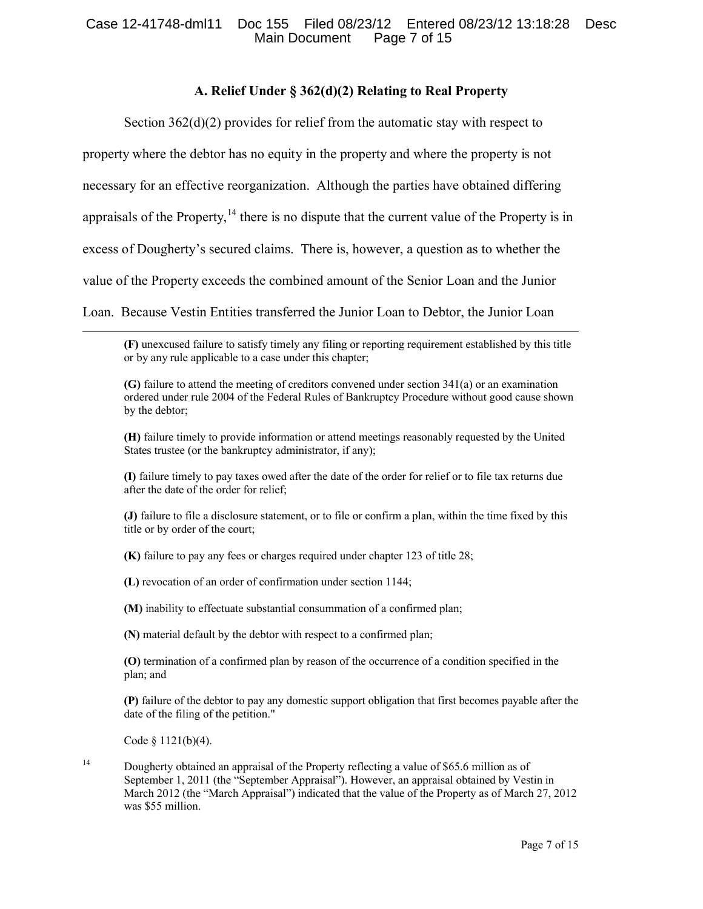### A. Relief Under § 362(d)(2) Relating to Real Property

Section 362(d)(2) provides for relief from the automatic stay with respect to property where the debtor has no equity in the property and where the property is not necessary for an effective reorganization. Although the parties have obtained differing appraisals of the Property,[14] there is no dispute that the current value of the Property is in excess of Dougherty's secured claims. There is, however, a question as to whether the value of the Property exceeds the combined amount of the Senior Loan and the Junior Loan. Because Vestin Entities transferred the Junior Loan to Debtor, the Junior Loan

---

> **(F)** unexcused failure to satisfy timely any filing or reporting requirement established by this title or by any rule applicable to a case under this chapter;
>
> **(G)** failure to attend the meeting of creditors convened under section 341(a) or an examination ordered under rule 2004 of the Federal Rules of Bankruptcy Procedure without good cause shown by the debtor;
>
> **(H)** failure timely to provide information or attend meetings reasonably requested by the United States trustee (or the bankruptcy administrator, if any);
>
> **(I)** failure timely to pay taxes owed after the date of the order for relief or to file tax returns due after the date of the order for relief;
>
> **(J)** failure to file a disclosure statement, or to file or confirm a plan, within the time fixed by this title or by order of the court;
>
> **(K)** failure to pay any fees or charges required under chapter 123 of title 28;
>
> **(L)** revocation of an order of confirmation under section 1144;
>
> **(M)** inability to effectuate substantial consummation of a confirmed plan;
>
> **(N)** material default by the debtor with respect to a confirmed plan;
>
> **(O)** termination of a confirmed plan by reason of the occurrence of a condition specified in the plan; and
>
> **(P)** failure of the debtor to pay any domestic support obligation that first becomes payable after the date of the filing of the petition."
>
> Code § 1121(b)(4).

[14] Dougherty obtained an appraisal of the Property reflecting a value of $65.6 million as of September 1, 2011 (the "September Appraisal"). However, an appraisal obtained by Vestin in March 2012 (the "March Appraisal") indicated that the value of the Property as of March 27, 2012 was $55 million.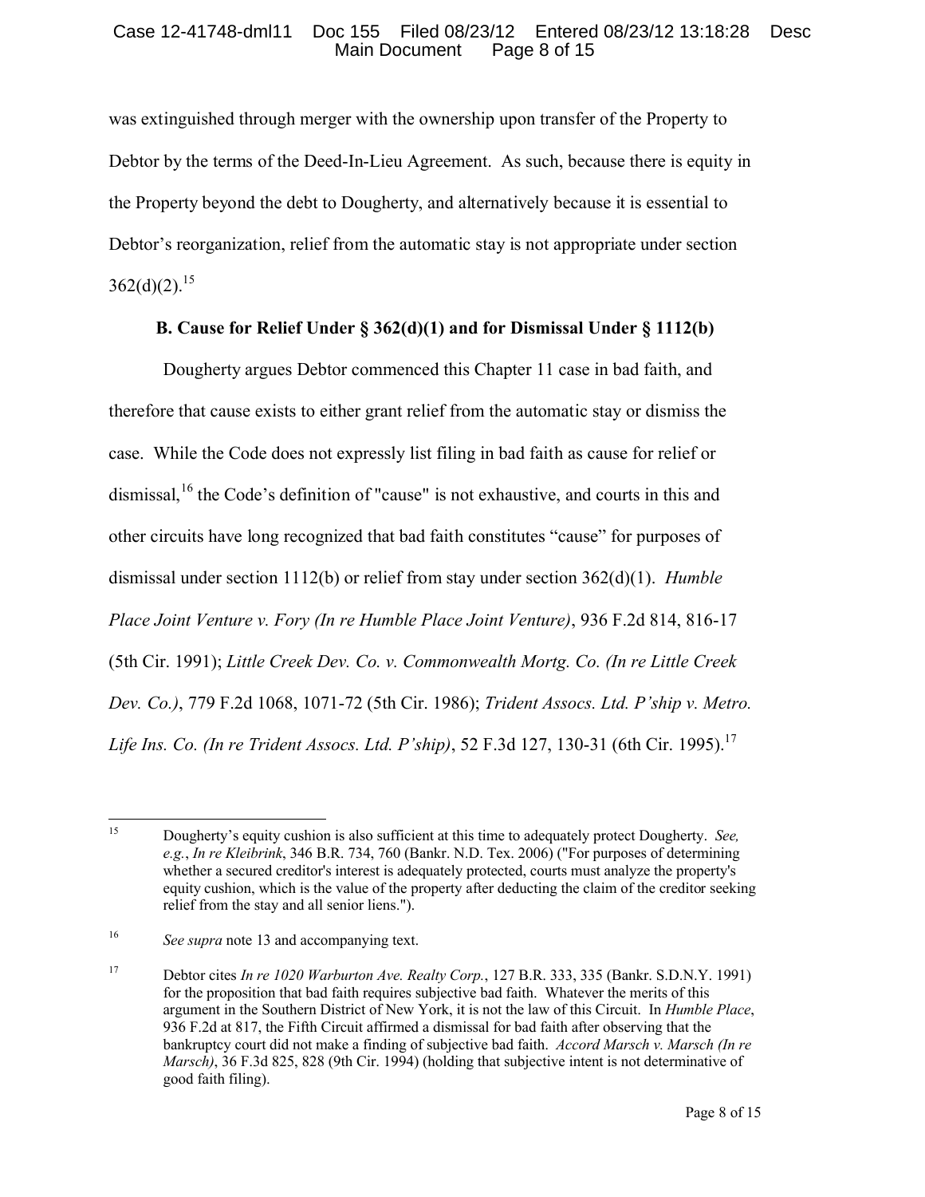was extinguished through merger with the ownership upon transfer of the Property to Debtor by the terms of the Deed-In-Lieu Agreement. As such, because there is equity in the Property beyond the debt to Dougherty, and alternatively because it is essential to Debtor's reorganization, relief from the automatic stay is not appropriate under section 362(d)(2).[15]

### B. Cause for Relief Under § 362(d)(1) and for Dismissal Under § 1112(b)

Dougherty argues Debtor commenced this Chapter 11 case in bad faith, and therefore that cause exists to either grant relief from the automatic stay or dismiss the case. While the Code does not expressly list filing in bad faith as cause for relief or dismissal,[16] the Code's definition of "cause" is not exhaustive, and courts in this and other circuits have long recognized that bad faith constitutes "cause" for purposes of dismissal under section 1112(b) or relief from stay under section 362(d)(1). *Humble Place Joint Venture v. Fory (In re Humble Place Joint Venture)*, 936 F.2d 814, 816-17 (5th Cir. 1991); *Little Creek Dev. Co. v. Commonwealth Mortg. Co. (In re Little Creek Dev. Co.)*, 779 F.2d 1068, 1071-72 (5th Cir. 1986); *Trident Assocs. Ltd. P'ship v. Metro. Life Ins. Co. (In re Trident Assocs. Ltd. P'ship)*, 52 F.3d 127, 130-31 (6th Cir. 1995).[17]

---

[15] Dougherty's equity cushion is also sufficient at this time to adequately protect Dougherty. *See, e.g.*, *In re Kleibrink*, 346 B.R. 734, 760 (Bankr. N.D. Tex. 2006) ("For purposes of determining whether a secured creditor's interest is adequately protected, courts must analyze the property's equity cushion, which is the value of the property after deducting the claim of the creditor seeking relief from the stay and all senior liens.").

[16] *See supra* note 13 and accompanying text.

[17] Debtor cites *In re 1020 Warburton Ave. Realty Corp.*, 127 B.R. 333, 335 (Bankr. S.D.N.Y. 1991) for the proposition that bad faith requires subjective bad faith. Whatever the merits of this argument in the Southern District of New York, it is not the law of this Circuit. In *Humble Place*, 936 F.2d at 817, the Fifth Circuit affirmed a dismissal for bad faith after observing that the bankruptcy court did not make a finding of subjective bad faith. *Accord Marsch v. Marsch (In re Marsch)*, 36 F.3d 825, 828 (9th Cir. 1994) (holding that subjective intent is not determinative of good faith filing).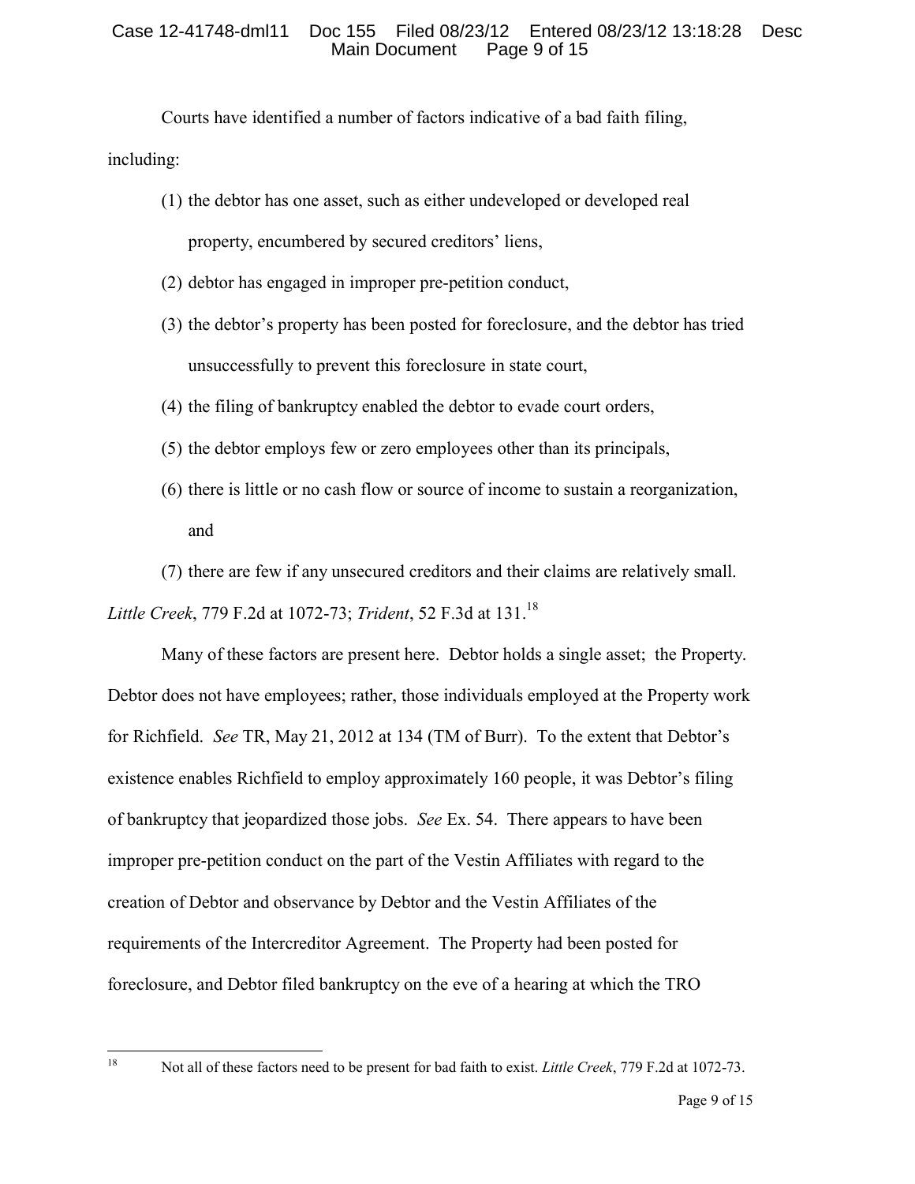Courts have identified a number of factors indicative of a bad faith filing, including:

(1) the debtor has one asset, such as either undeveloped or developed real property, encumbered by secured creditors' liens,

(2) debtor has engaged in improper pre-petition conduct,

(3) the debtor's property has been posted for foreclosure, and the debtor has tried unsuccessfully to prevent this foreclosure in state court,

(4) the filing of bankruptcy enabled the debtor to evade court orders,

(5) the debtor employs few or zero employees other than its principals,

(6) there is little or no cash flow or source of income to sustain a reorganization, and

(7) there are few if any unsecured creditors and their claims are relatively small.

*Little Creek*, 779 F.2d at 1072-73; *Trident*, 52 F.3d at 131.[18]

Many of these factors are present here. Debtor holds a single asset; the Property. Debtor does not have employees; rather, those individuals employed at the Property work for Richfield. *See* TR, May 21, 2012 at 134 (TM of Burr). To the extent that Debtor's existence enables Richfield to employ approximately 160 people, it was Debtor's filing of bankruptcy that jeopardized those jobs. *See* Ex. 54. There appears to have been improper pre-petition conduct on the part of the Vestin Affiliates with regard to the creation of Debtor and observance by Debtor and the Vestin Affiliates of the requirements of the Intercreditor Agreement. The Property had been posted for foreclosure, and Debtor filed bankruptcy on the eve of a hearing at which the TRO

---

[18] Not all of these factors need to be present for bad faith to exist. *Little Creek*, 779 F.2d at 1072-73.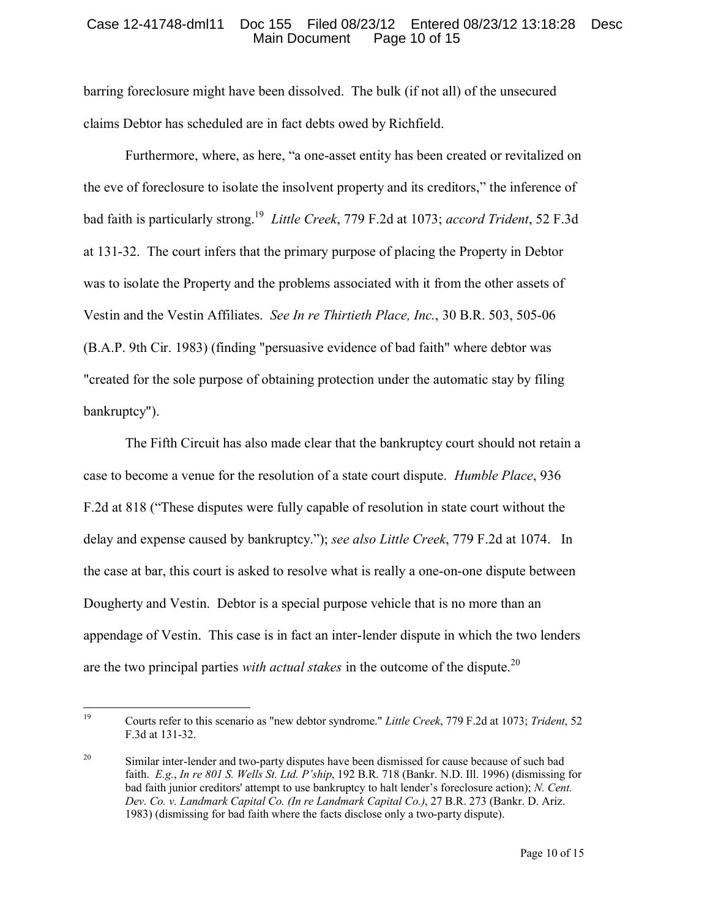barring foreclosure might have been dissolved. The bulk (if not all) of the unsecured claims Debtor has scheduled are in fact debts owed by Richfield.

Furthermore, where, as here, "a one-asset entity has been created or revitalized on the eve of foreclosure to isolate the insolvent property and its creditors," the inference of bad faith is particularly strong.[19] *Little Creek*, 779 F.2d at 1073; *accord Trident*, 52 F.3d at 131-32. The court infers that the primary purpose of placing the Property in Debtor was to isolate the Property and the problems associated with it from the other assets of Vestin and the Vestin Affiliates. *See In re Thirtieth Place, Inc.*, 30 B.R. 503, 505-06 (B.A.P. 9th Cir. 1983) (finding "persuasive evidence of bad faith" where debtor was "created for the sole purpose of obtaining protection under the automatic stay by filing bankruptcy").

The Fifth Circuit has also made clear that the bankruptcy court should not retain a case to become a venue for the resolution of a state court dispute. *Humble Place*, 936 F.2d at 818 ("These disputes were fully capable of resolution in state court without the delay and expense caused by bankruptcy."); *see also Little Creek*, 779 F.2d at 1074. In the case at bar, this court is asked to resolve what is really a one-on-one dispute between Dougherty and Vestin. Debtor is a special purpose vehicle that is no more than an appendage of Vestin. This case is in fact an inter-lender dispute in which the two lenders are the two principal parties *with actual stakes* in the outcome of the dispute.[20]

---

[19] Courts refer to this scenario as "new debtor syndrome." *Little Creek*, 779 F.2d at 1073; *Trident*, 52 F.3d at 131-32.

[20] Similar inter-lender and two-party disputes have been dismissed for cause because of such bad faith. *E.g.*, *In re 801 S. Wells St. Ltd. P'ship*, 192 B.R. 718 (Bankr. N.D. Ill. 1996) (dismissing for bad faith junior creditors' attempt to use bankruptcy to halt lender's foreclosure action); *N. Cent. Dev. Co. v. Landmark Capital Co. (In re Landmark Capital Co.)*, 27 B.R. 273 (Bankr. D. Ariz. 1983) (dismissing for bad faith where the facts disclose only a two-party dispute).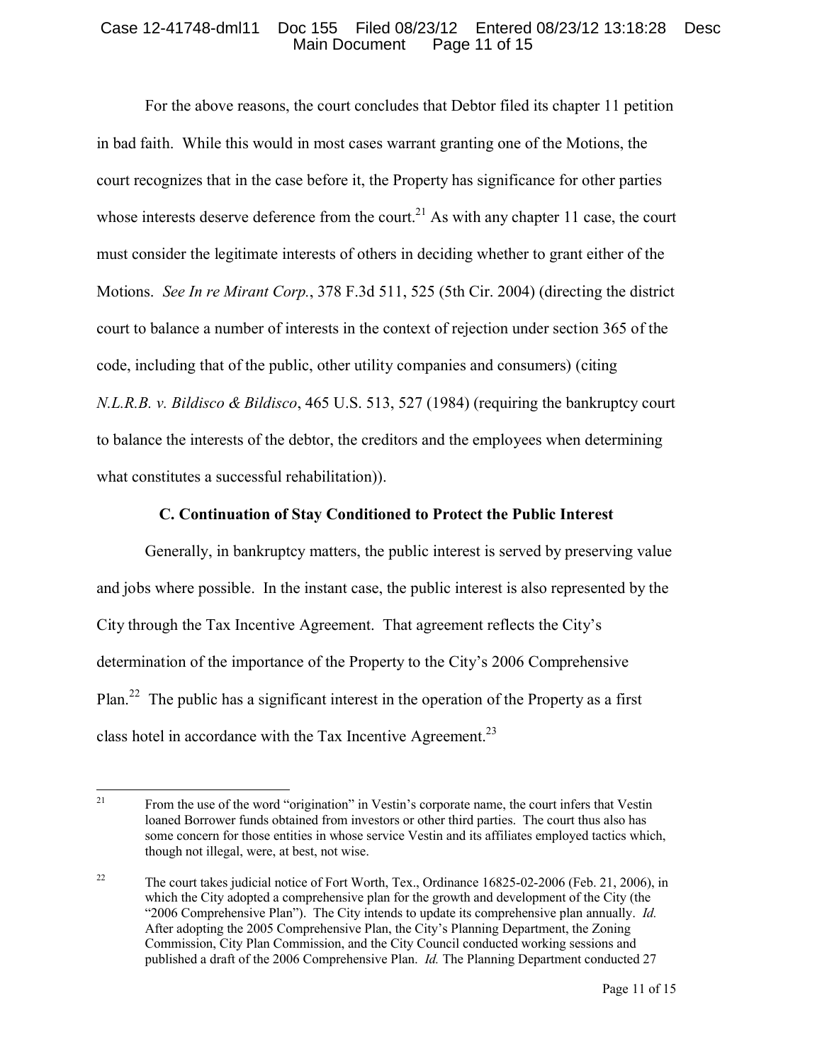For the above reasons, the court concludes that Debtor filed its chapter 11 petition in bad faith. While this would in most cases warrant granting one of the Motions, the court recognizes that in the case before it, the Property has significance for other parties whose interests deserve deference from the court.[21] As with any chapter 11 case, the court must consider the legitimate interests of others in deciding whether to grant either of the Motions. *See In re Mirant Corp.*, 378 F.3d 511, 525 (5th Cir. 2004) (directing the district court to balance a number of interests in the context of rejection under section 365 of the code, including that of the public, other utility companies and consumers) (citing *N.L.R.B. v. Bildisco & Bildisco*, 465 U.S. 513, 527 (1984) (requiring the bankruptcy court to balance the interests of the debtor, the creditors and the employees when determining what constitutes a successful rehabilitation)).

**C. Continuation of Stay Conditioned to Protect the Public Interest**

Generally, in bankruptcy matters, the public interest is served by preserving value and jobs where possible. In the instant case, the public interest is also represented by the City through the Tax Incentive Agreement. That agreement reflects the City's determination of the importance of the Property to the City's 2006 Comprehensive Plan.[22] The public has a significant interest in the operation of the Property as a first class hotel in accordance with the Tax Incentive Agreement.[23]

---

[21] From the use of the word "origination" in Vestin's corporate name, the court infers that Vestin loaned Borrower funds obtained from investors or other third parties. The court thus also has some concern for those entities in whose service Vestin and its affiliates employed tactics which, though not illegal, were, at best, not wise.

[22] The court takes judicial notice of Fort Worth, Tex., Ordinance 16825-02-2006 (Feb. 21, 2006), in which the City adopted a comprehensive plan for the growth and development of the City (the "2006 Comprehensive Plan"). The City intends to update its comprehensive plan annually. *Id.* After adopting the 2005 Comprehensive Plan, the City's Planning Department, the Zoning Commission, City Plan Commission, and the City Council conducted working sessions and published a draft of the 2006 Comprehensive Plan. *Id.* The Planning Department conducted 27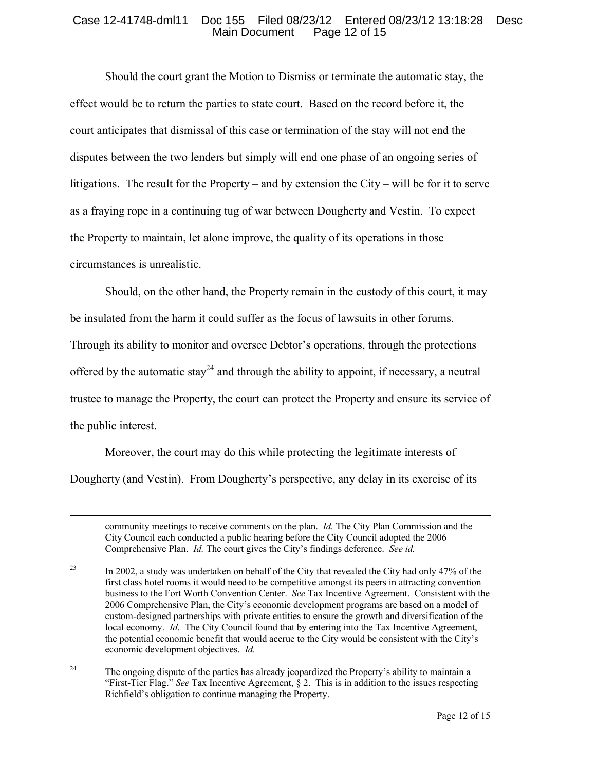Should the court grant the Motion to Dismiss or terminate the automatic stay, the effect would be to return the parties to state court. Based on the record before it, the court anticipates that dismissal of this case or termination of the stay will not end the disputes between the two lenders but simply will end one phase of an ongoing series of litigations. The result for the Property – and by extension the City – will be for it to serve as a fraying rope in a continuing tug of war between Dougherty and Vestin. To expect the Property to maintain, let alone improve, the quality of its operations in those circumstances is unrealistic.

Should, on the other hand, the Property remain in the custody of this court, it may be insulated from the harm it could suffer as the focus of lawsuits in other forums. Through its ability to monitor and oversee Debtor's operations, through the protections offered by the automatic stay[24] and through the ability to appoint, if necessary, a neutral trustee to manage the Property, the court can protect the Property and ensure its service of the public interest.

Moreover, the court may do this while protecting the legitimate interests of Dougherty (and Vestin). From Dougherty's perspective, any delay in its exercise of its

---

community meetings to receive comments on the plan. *Id.* The City Plan Commission and the City Council each conducted a public hearing before the City Council adopted the 2006 Comprehensive Plan. *Id.* The court gives the City's findings deference. *See id.*

[23] In 2002, a study was undertaken on behalf of the City that revealed the City had only 47% of the first class hotel rooms it would need to be competitive amongst its peers in attracting convention business to the Fort Worth Convention Center. *See* Tax Incentive Agreement. Consistent with the 2006 Comprehensive Plan, the City's economic development programs are based on a model of custom-designed partnerships with private entities to ensure the growth and diversification of the local economy. *Id.* The City Council found that by entering into the Tax Incentive Agreement, the potential economic benefit that would accrue to the City would be consistent with the City's economic development objectives. *Id.*

[24] The ongoing dispute of the parties has already jeopardized the Property's ability to maintain a "First-Tier Flag." *See* Tax Incentive Agreement, § 2. This is in addition to the issues respecting Richfield's obligation to continue managing the Property.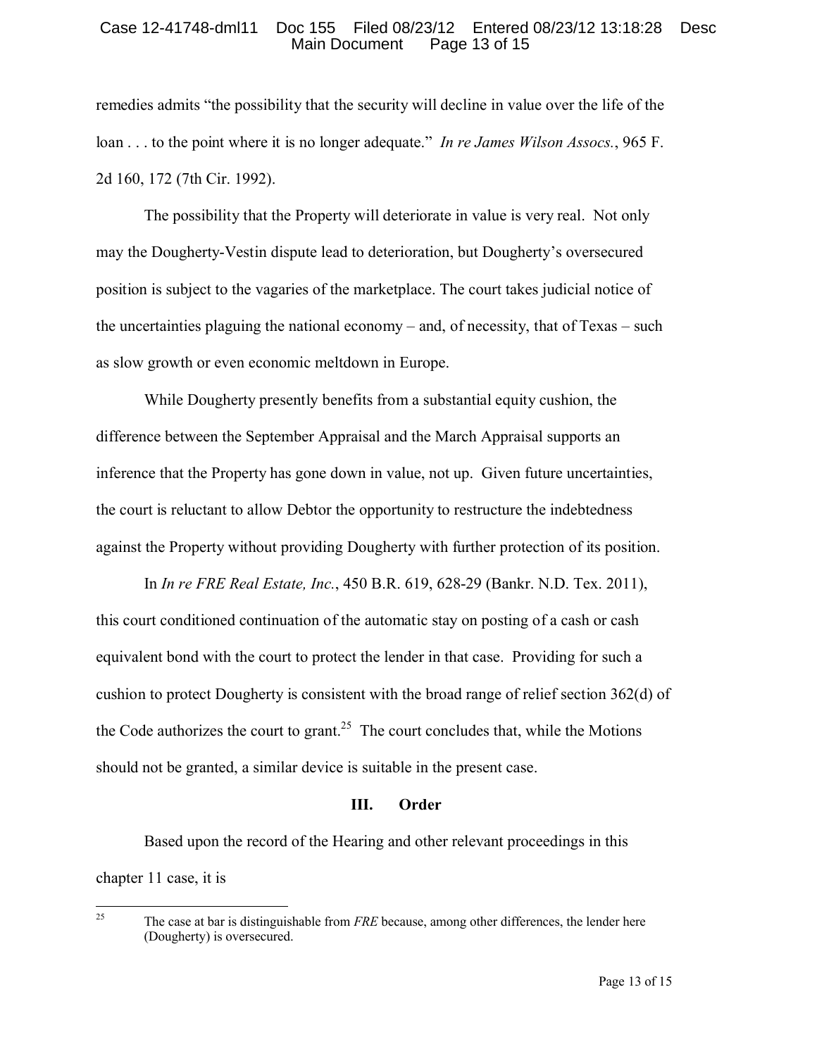remedies admits "the possibility that the security will decline in value over the life of the loan . . . to the point where it is no longer adequate." *In re James Wilson Assocs.*, 965 F. 2d 160, 172 (7th Cir. 1992).

The possibility that the Property will deteriorate in value is very real. Not only may the Dougherty-Vestin dispute lead to deterioration, but Dougherty's oversecured position is subject to the vagaries of the marketplace. The court takes judicial notice of the uncertainties plaguing the national economy – and, of necessity, that of Texas – such as slow growth or even economic meltdown in Europe.

While Dougherty presently benefits from a substantial equity cushion, the difference between the September Appraisal and the March Appraisal supports an inference that the Property has gone down in value, not up. Given future uncertainties, the court is reluctant to allow Debtor the opportunity to restructure the indebtedness against the Property without providing Dougherty with further protection of its position.

In *In re FRE Real Estate, Inc.*, 450 B.R. 619, 628-29 (Bankr. N.D. Tex. 2011), this court conditioned continuation of the automatic stay on posting of a cash or cash equivalent bond with the court to protect the lender in that case. Providing for such a cushion to protect Dougherty is consistent with the broad range of relief section 362(d) of the Code authorizes the court to grant.[25] The court concludes that, while the Motions should not be granted, a similar device is suitable in the present case.

## III. Order

Based upon the record of the Hearing and other relevant proceedings in this chapter 11 case, it is

[25] The case at bar is distinguishable from *FRE* because, among other differences, the lender here (Dougherty) is oversecured.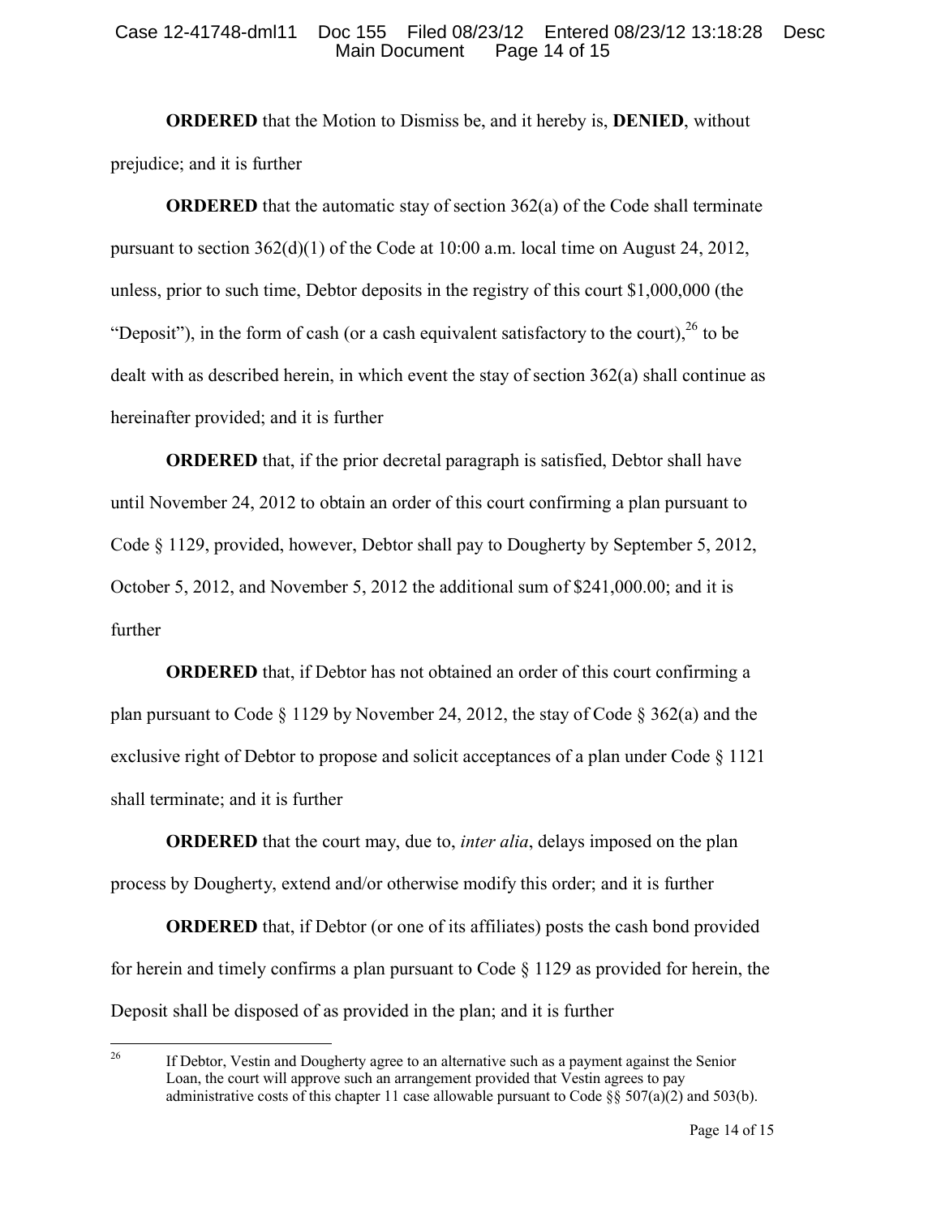**ORDERED** that the Motion to Dismiss be, and it hereby is, **DENIED**, without prejudice; and it is further

**ORDERED** that the automatic stay of section 362(a) of the Code shall terminate pursuant to section 362(d)(1) of the Code at 10:00 a.m. local time on August 24, 2012, unless, prior to such time, Debtor deposits in the registry of this court $1,000,000 (the "Deposit"), in the form of cash (or a cash equivalent satisfactory to the court),[26] to be dealt with as described herein, in which event the stay of section 362(a) shall continue as hereinafter provided; and it is further

**ORDERED** that, if the prior decretal paragraph is satisfied, Debtor shall have until November 24, 2012 to obtain an order of this court confirming a plan pursuant to Code § 1129, provided, however, Debtor shall pay to Dougherty by September 5, 2012, October 5, 2012, and November 5, 2012 the additional sum of $241,000.00; and it is further

**ORDERED** that, if Debtor has not obtained an order of this court confirming a plan pursuant to Code § 1129 by November 24, 2012, the stay of Code § 362(a) and the exclusive right of Debtor to propose and solicit acceptances of a plan under Code § 1121 shall terminate; and it is further

**ORDERED** that the court may, due to, *inter alia*, delays imposed on the plan process by Dougherty, extend and/or otherwise modify this order; and it is further

**ORDERED** that, if Debtor (or one of its affiliates) posts the cash bond provided for herein and timely confirms a plan pursuant to Code § 1129 as provided for herein, the Deposit shall be disposed of as provided in the plan; and it is further

---

[26] If Debtor, Vestin and Dougherty agree to an alternative such as a payment against the Senior Loan, the court will approve such an arrangement provided that Vestin agrees to pay administrative costs of this chapter 11 case allowable pursuant to Code §§ 507(a)(2) and 503(b).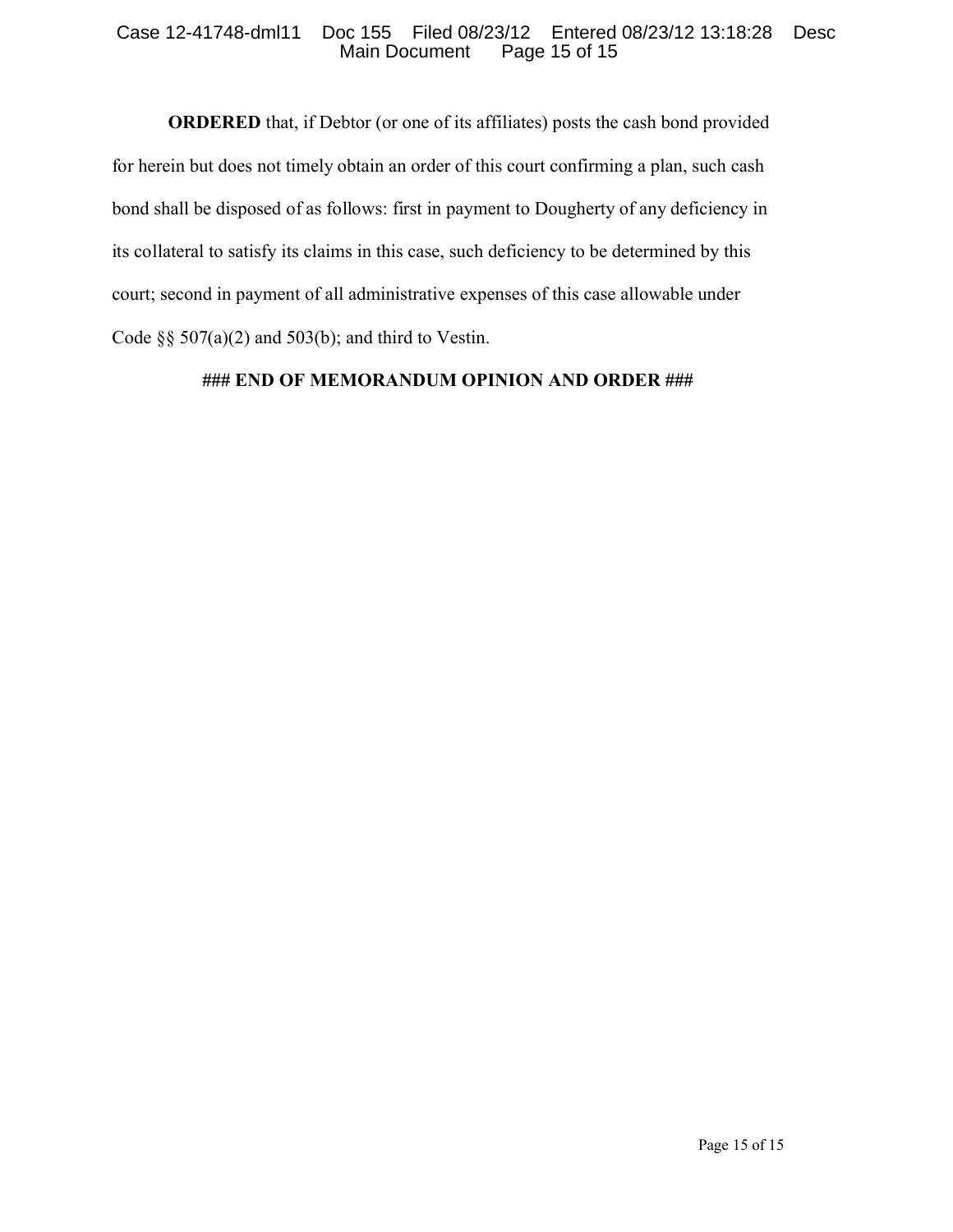**ORDERED** that, if Debtor (or one of its affiliates) posts the cash bond provided for herein but does not timely obtain an order of this court confirming a plan, such cash bond shall be disposed of as follows: first in payment to Dougherty of any deficiency in its collateral to satisfy its claims in this case, such deficiency to be determined by this court; second in payment of all administrative expenses of this case allowable under Code §§ 507(a)(2) and 503(b); and third to Vestin.

**### END OF MEMORANDUM OPINION AND ORDER ###**